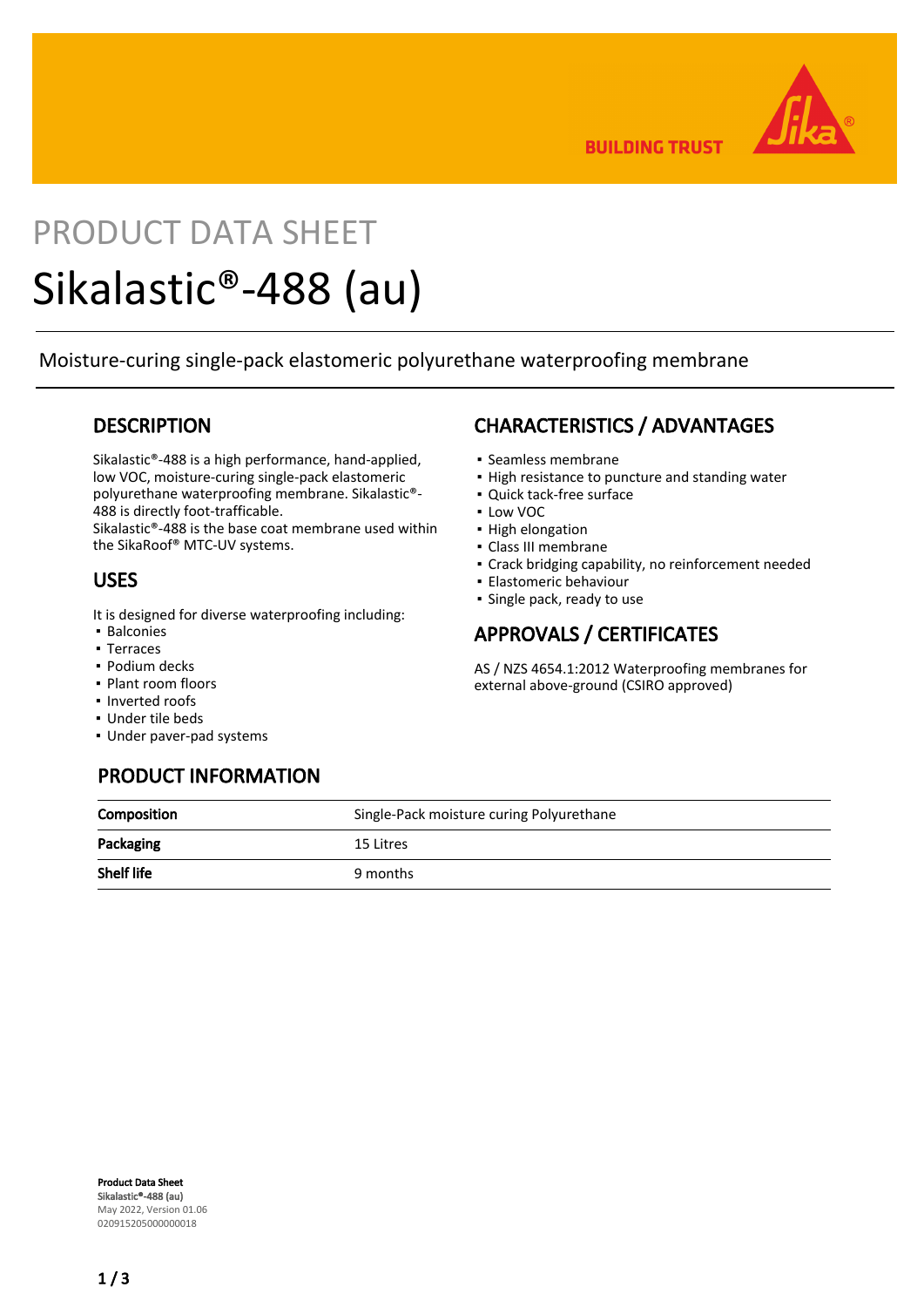BUILDING TRUST

PRODUCT DATA SHEET

# Sikalastic®-488 (au)

Moisture-curing single-pack elastomeric polyurethane waterproofing membrane

## DESCRIPTION

Sikalastic®-488 is a high performance, hand-applied, low VOC, moisture-curing single-pack elastomeric polyurethane waterproofing membrane. Sikalastic®-488 is directly foot-trafficable.
Sikalastic®-488 is the base coat membrane used within the SikaRoof® MTC-UV systems.

## USES

It is designed for diverse waterproofing including:

- Balconies
- Terraces
- Podium decks
- Plant room floors
- Inverted roofs
- Under tile beds
- Under paver-pad systems

## CHARACTERISTICS / ADVANTAGES

- Seamless membrane
- High resistance to puncture and standing water
- Quick tack-free surface
- Low VOC
- High elongation
- Class III membrane
- Crack bridging capability, no reinforcement needed
- Elastomeric behaviour
- Single pack, ready to use

## APPROVALS / CERTIFICATES

AS / NZS 4654.1:2012 Waterproofing membranes for external above-ground (CSIRO approved)

## PRODUCT INFORMATION

| | |
|---|---|
| **Composition** | Single-Pack moisture curing Polyurethane |
| **Packaging** | 15 Litres |
| **Shelf life** | 9 months |

**Product Data Sheet**
**Sikalastic®-488 (au)**
May 2022, Version 01.06
020915205000000018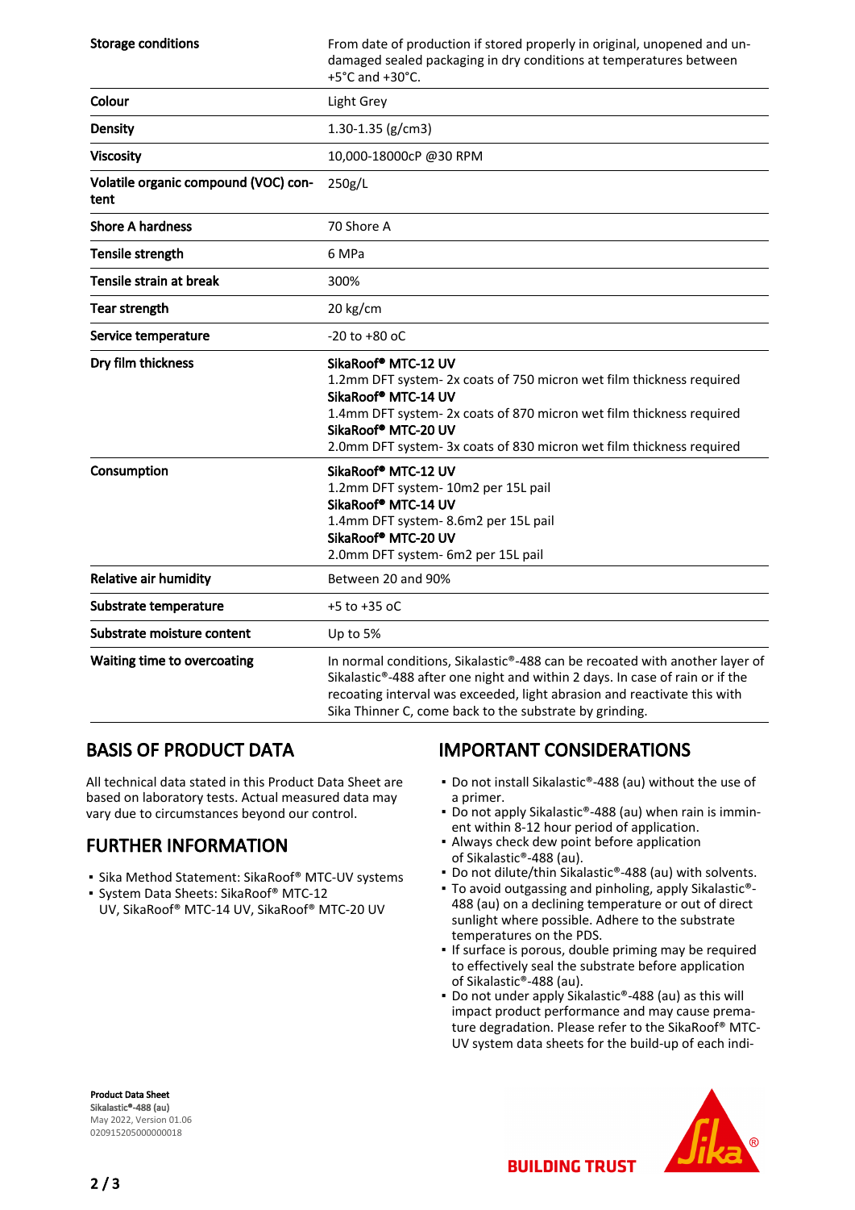| | |
|---|---|
| **Storage conditions** | From date of production if stored properly in original, unopened and undamaged sealed packaging in dry conditions at temperatures between +5°C and +30°C. |
| **Colour** | Light Grey |
| **Density** | 1.30-1.35 (g/cm3) |
| **Viscosity** | 10,000-18000cP @30 RPM |
| **Volatile organic compound (VOC) content** | 250g/L |
| **Shore A hardness** | 70 Shore A |
| **Tensile strength** | 6 MPa |
| **Tensile strain at break** | 300% |
| **Tear strength** | 20 kg/cm |
| **Service temperature** | -20 to +80 oC |
| **Dry film thickness** | **SikaRoof® MTC-12 UV**<br>1.2mm DFT system- 2x coats of 750 micron wet film thickness required<br>**SikaRoof® MTC-14 UV**<br>1.4mm DFT system- 2x coats of 870 micron wet film thickness required<br>**SikaRoof® MTC-20 UV**<br>2.0mm DFT system- 3x coats of 830 micron wet film thickness required |
| **Consumption** | **SikaRoof® MTC-12 UV**<br>1.2mm DFT system- 10m2 per 15L pail<br>**SikaRoof® MTC-14 UV**<br>1.4mm DFT system- 8.6m2 per 15L pail<br>**SikaRoof® MTC-20 UV**<br>2.0mm DFT system- 6m2 per 15L pail |
| **Relative air humidity** | Between 20 and 90% |
| **Substrate temperature** | +5 to +35 oC |
| **Substrate moisture content** | Up to 5% |
| **Waiting time to overcoating** | In normal conditions, Sikalastic®-488 can be recoated with another layer of Sikalastic®-488 after one night and within 2 days. In case of rain or if the recoating interval was exceeded, light abrasion and reactivate this with Sika Thinner C, come back to the substrate by grinding. |

## BASIS OF PRODUCT DATA

All technical data stated in this Product Data Sheet are based on laboratory tests. Actual measured data may vary due to circumstances beyond our control.

## FURTHER INFORMATION

- Sika Method Statement: SikaRoof® MTC-UV systems
- System Data Sheets: SikaRoof® MTC-12 UV, SikaRoof® MTC-14 UV, SikaRoof® MTC-20 UV

## IMPORTANT CONSIDERATIONS

- Do not install Sikalastic®-488 (au) without the use of a primer.
- Do not apply Sikalastic®-488 (au) when rain is imminent within 8-12 hour period of application.
- Always check dew point before application of Sikalastic®-488 (au).
- Do not dilute/thin Sikalastic®-488 (au) with solvents.
- To avoid outgassing and pinholing, apply Sikalastic®-488 (au) on a declining temperature or out of direct sunlight where possible. Adhere to the substrate temperatures on the PDS.
- If surface is porous, double priming may be required to effectively seal the substrate before application of Sikalastic®-488 (au).
- Do not under apply Sikalastic®-488 (au) as this will impact product performance and may cause premature degradation. Please refer to the SikaRoof® MTC-UV system data sheets for the build-up of each indi-

**Product Data Sheet**
**Sikalastic®-488 (au)**
May 2022, Version 01.06
020915205000000018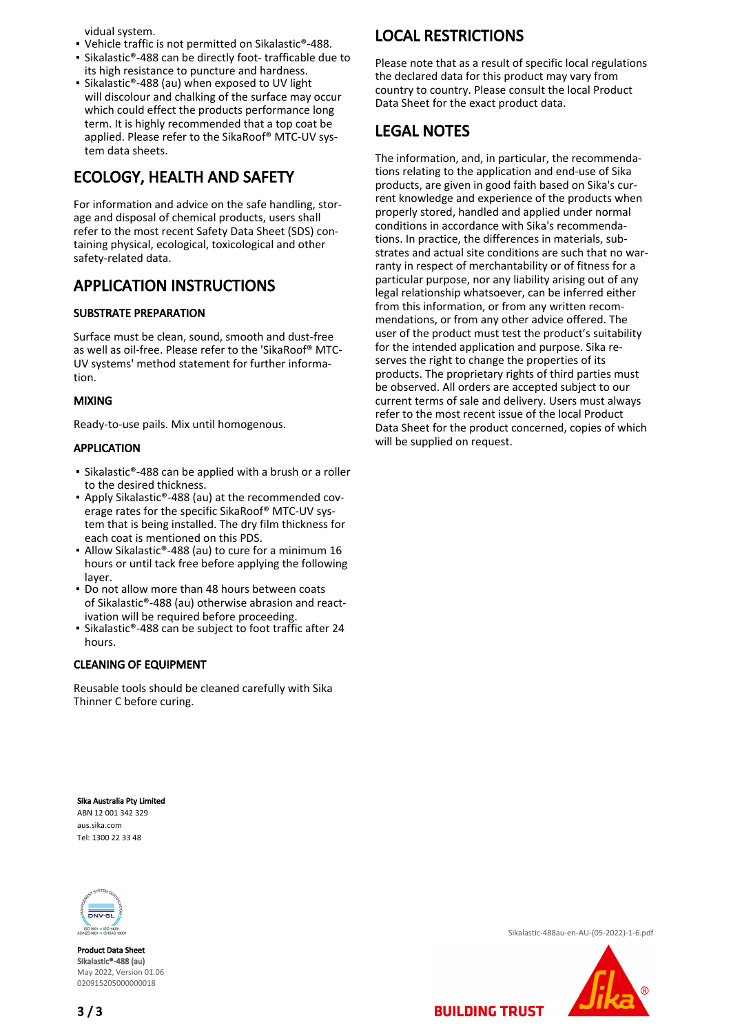vidual system.

- Vehicle traffic is not permitted on Sikalastic®-488.
- Sikalastic®-488 can be directly foot- trafficable due to its high resistance to puncture and hardness.
- Sikalastic®-488 (au) when exposed to UV light will discolour and chalking of the surface may occur which could effect the products performance long term. It is highly recommended that a top coat be applied. Please refer to the SikaRoof® MTC-UV system data sheets.

## ECOLOGY, HEALTH AND SAFETY

For information and advice on the safe handling, storage and disposal of chemical products, users shall refer to the most recent Safety Data Sheet (SDS) containing physical, ecological, toxicological and other safety-related data.

## APPLICATION INSTRUCTIONS

### SUBSTRATE PREPARATION

Surface must be clean, sound, smooth and dust-free as well as oil-free. Please refer to the 'SikaRoof® MTC-UV systems' method statement for further information.

### MIXING

Ready-to-use pails. Mix until homogenous.

### APPLICATION

- Sikalastic®-488 can be applied with a brush or a roller to the desired thickness.
- Apply Sikalastic®-488 (au) at the recommended coverage rates for the specific SikaRoof® MTC-UV system that is being installed. The dry film thickness for each coat is mentioned on this PDS.
- Allow Sikalastic®-488 (au) to cure for a minimum 16 hours or until tack free before applying the following layer.
- Do not allow more than 48 hours between coats of Sikalastic®-488 (au) otherwise abrasion and reactivation will be required before proceeding.
- Sikalastic®-488 can be subject to foot traffic after 24 hours.

### CLEANING OF EQUIPMENT

Reusable tools should be cleaned carefully with Sika Thinner C before curing.

## LOCAL RESTRICTIONS

Please note that as a result of specific local regulations the declared data for this product may vary from country to country. Please consult the local Product Data Sheet for the exact product data.

## LEGAL NOTES

The information, and, in particular, the recommendations relating to the application and end-use of Sika products, are given in good faith based on Sika's current knowledge and experience of the products when properly stored, handled and applied under normal conditions in accordance with Sika's recommendations. In practice, the differences in materials, substrates and actual site conditions are such that no warranty in respect of merchantability or of fitness for a particular purpose, nor any liability arising out of any legal relationship whatsoever, can be inferred either from this information, or from any written recommendations, or from any other advice offered. The user of the product must test the product's suitability for the intended application and purpose. Sika reserves the right to change the properties of its products. The proprietary rights of third parties must be observed. All orders are accepted subject to our current terms of sale and delivery. Users must always refer to the most recent issue of the local Product Data Sheet for the product concerned, copies of which will be supplied on request.

**Sika Australia Pty Limited**
ABN 12 001 342 329
aus.sika.com
Tel: 1300 22 33 48

**Product Data Sheet**
**Sikalastic®-488 (au)**
May 2022, Version 01.06
020915205000000018

Sikalastic-488au-en-AU-(05-2022)-1-6.pdf

BUILDING TRUST